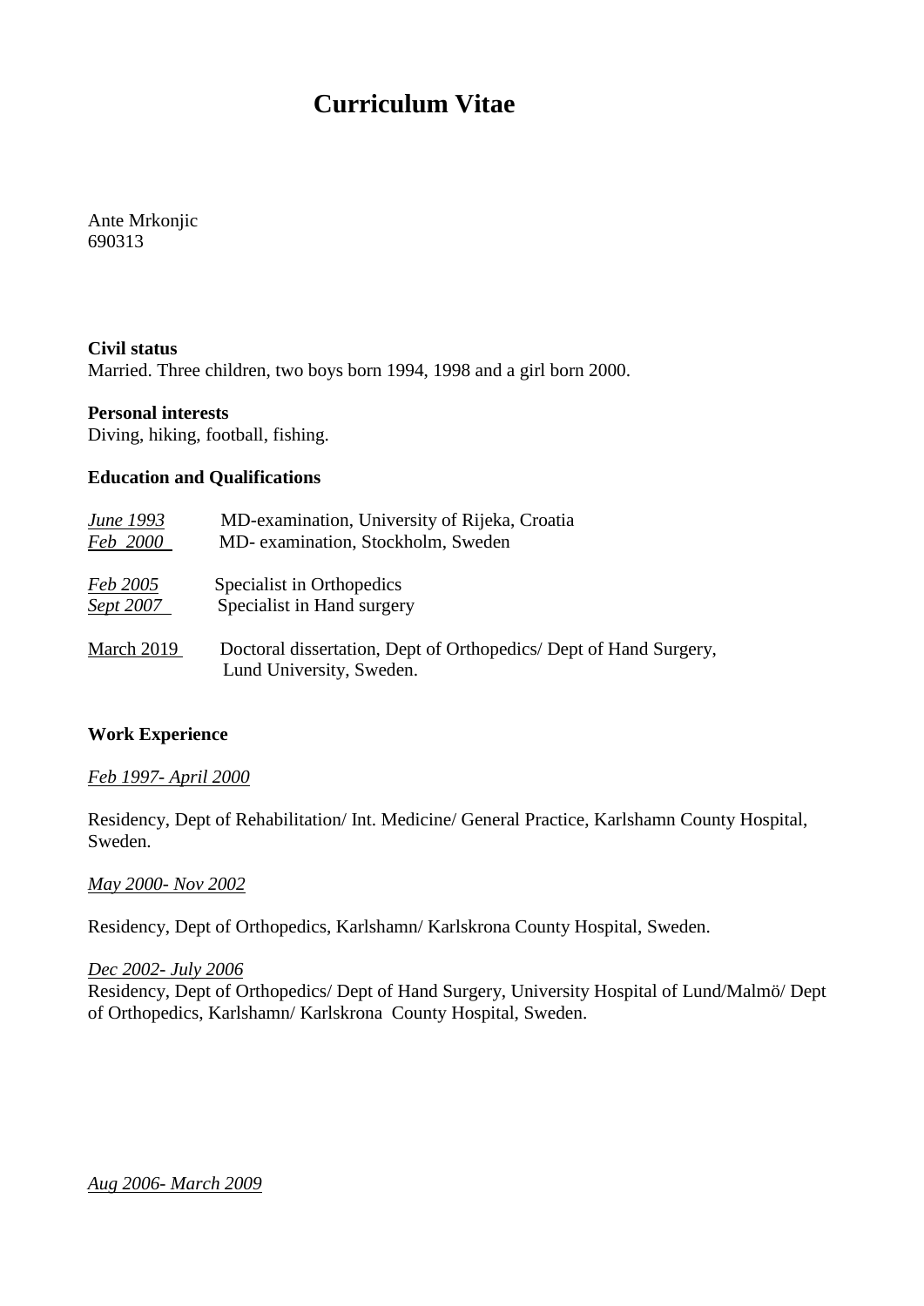# Curriculum Vitae

Ante Mrkonjic
690313

**Civil status**
Married. Three children, two boys born 1994, 1998 and a girl born 2000.

**Personal interests**
Diving, hiking, football, fishing.

**Education and Qualifications**

*June 1993* MD-examination, University of Rijeka, Croatia
*Feb 2000* MD- examination, Stockholm, Sweden

*Feb 2005* Specialist in Orthopedics
*Sept 2007* Specialist in Hand surgery

March 2019 Doctoral dissertation, Dept of Orthopedics/ Dept of Hand Surgery, Lund University, Sweden.

**Work Experience**

*Feb 1997- April 2000*

Residency, Dept of Rehabilitation/ Int. Medicine/ General Practice, Karlshamn County Hospital, Sweden.

*May 2000- Nov 2002*

Residency, Dept of Orthopedics, Karlshamn/ Karlskrona County Hospital, Sweden.

*Dec 2002- July 2006*
Residency, Dept of Orthopedics/ Dept of Hand Surgery, University Hospital of Lund/Malmö/ Dept of Orthopedics, Karlshamn/ Karlskrona County Hospital, Sweden.

*Aug 2006- March 2009*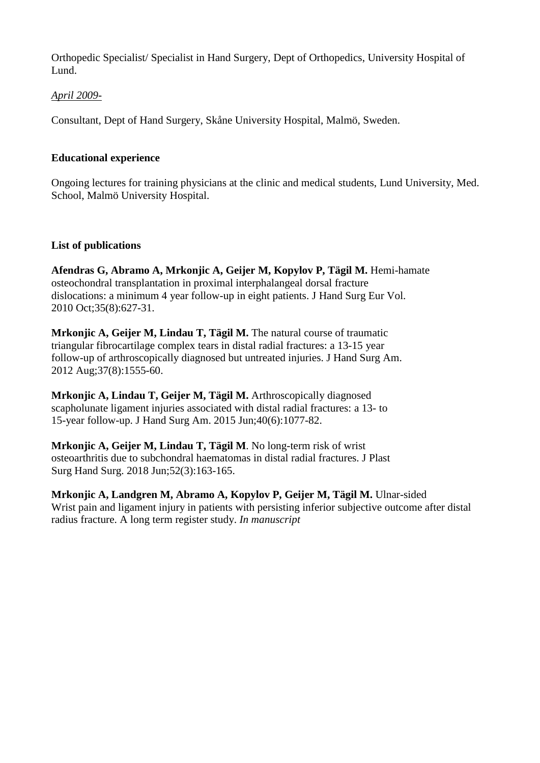Orthopedic Specialist/ Specialist in Hand Surgery, Dept of Orthopedics, University Hospital of Lund.

*April 2009-*

Consultant, Dept of Hand Surgery, Skåne University Hospital, Malmö, Sweden.

**Educational experience**

Ongoing lectures for training physicians at the clinic and medical students, Lund University, Med. School, Malmö University Hospital.

**List of publications**

**Afendras G, Abramo A, Mrkonjic A, Geijer M, Kopylov P, Tägil M.** Hemi-hamate osteochondral transplantation in proximal interphalangeal dorsal fracture dislocations: a minimum 4 year follow-up in eight patients. J Hand Surg Eur Vol. 2010 Oct;35(8):627-31.

**Mrkonjic A, Geijer M, Lindau T, Tägil M.** The natural course of traumatic triangular fibrocartilage complex tears in distal radial fractures: a 13-15 year follow-up of arthroscopically diagnosed but untreated injuries. J Hand Surg Am. 2012 Aug;37(8):1555-60.

**Mrkonjic A, Lindau T, Geijer M, Tägil M.** Arthroscopically diagnosed scapholunate ligament injuries associated with distal radial fractures: a 13- to 15-year follow-up. J Hand Surg Am. 2015 Jun;40(6):1077-82.

**Mrkonjic A, Geijer M, Lindau T, Tägil M**. No long-term risk of wrist osteoarthritis due to subchondral haematomas in distal radial fractures. J Plast Surg Hand Surg. 2018 Jun;52(3):163-165.

**Mrkonjic A, Landgren M, Abramo A, Kopylov P, Geijer M, Tägil M.** Ulnar-sided Wrist pain and ligament injury in patients with persisting inferior subjective outcome after distal radius fracture. A long term register study. *In manuscript*